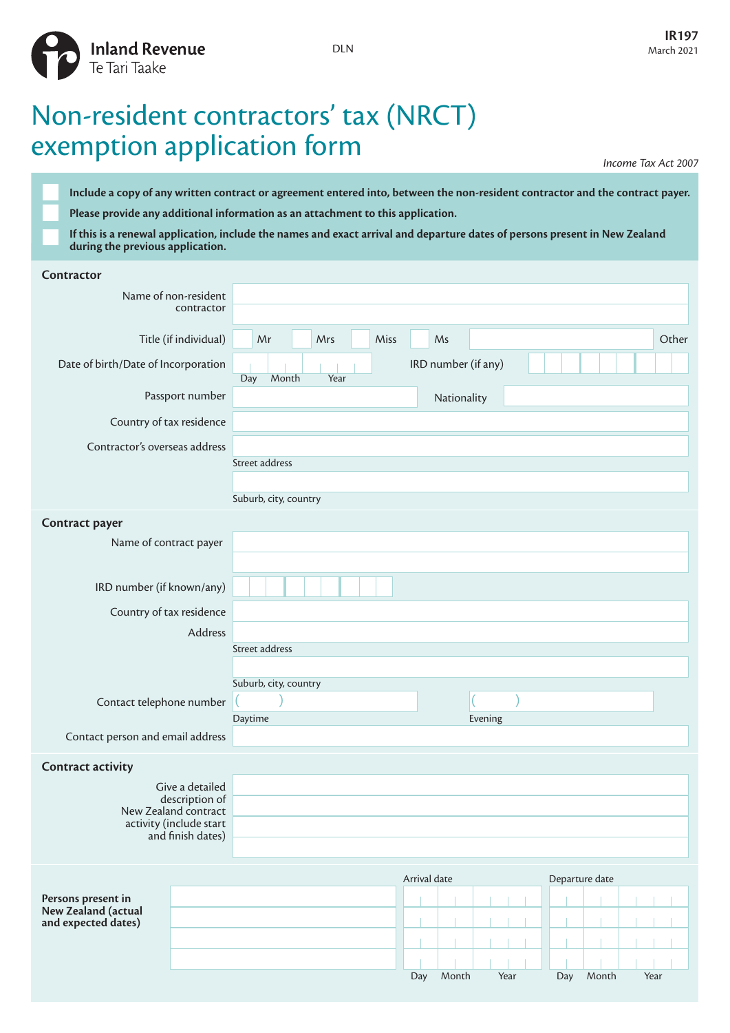Inland Revenue
Te Tari Taake

DLN

**IR197**
March 2021

# Non-resident contractors' tax (NRCT) exemption application form

*Income Tax Act 2007*

- ☐ **Include a copy of any written contract or agreement entered into, between the non-resident contractor and the contract payer.**
- ☐ **Please provide any additional information as an attachment to this application.**
- ☐ **If this is a renewal application, include the names and exact arrival and departure dates of persons present in New Zealand during the previous application.**

## Contractor

Name of non-resident contractor

Title (if individual) ☐ Mr ☐ Mrs ☐ Miss ☐ Ms ☐ Other

Date of birth/Date of Incorporation (Day / Month / Year)

IRD number (if any)

Passport number

Nationality

Country of tax residence

Contractor's overseas address

Street address

Suburb, city, country

## Contract payer

Name of contract payer

IRD number (if known/any)

Country of tax residence

Address

Street address

Suburb, city, country

Contact telephone number ( ) Daytime ( ) Evening

Contact person and email address

## Contract activity

Give a detailed description of New Zealand contract activity (include start and finish dates)

**Persons present in New Zealand (actual and expected dates)**

| Name | Arrival date (Day / Month / Year) | Departure date (Day / Month / Year) |
|---|---|---|
| | | |
| | | |
| | | |
| | | |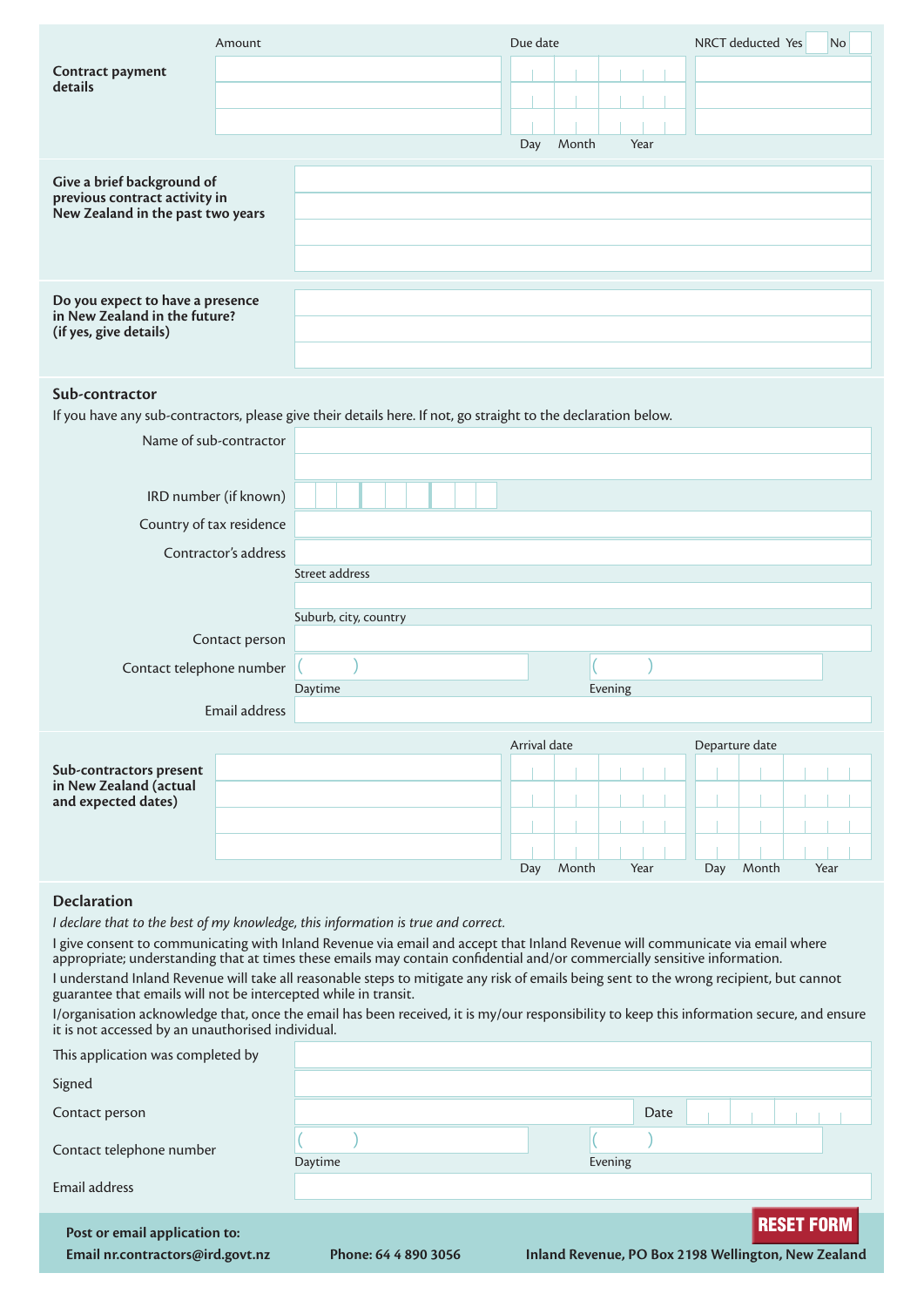**Contract payment details**

| Amount | Due date (Day / Month / Year) | NRCT deducted Yes / No |
|---|---|---|
| | | |
| | | |
| | | |

**Give a brief background of previous contract activity in New Zealand in the past two years**

**Do you expect to have a presence in New Zealand in the future? (if yes, give details)**

## Sub-contractor

If you have any sub-contractors, please give their details here. If not, go straight to the declaration below.

Name of sub-contractor

IRD number (if known)

Country of tax residence

Contractor's address

Street address

Suburb, city, country

Contact person

Contact telephone number ( ) Daytime ( ) Evening

Email address

**Sub-contractors present in New Zealand (actual and expected dates)**

| | Arrival date (Day / Month / Year) | Departure date (Day / Month / Year) |
|---|---|---|
| | | |
| | | |
| | | |
| | | |

## Declaration

*I declare that to the best of my knowledge, this information is true and correct.*

I give consent to communicating with Inland Revenue via email and accept that Inland Revenue will communicate via email where appropriate; understanding that at times these emails may contain confidential and/or commercially sensitive information.

I understand Inland Revenue will take all reasonable steps to mitigate any risk of emails being sent to the wrong recipient, but cannot guarantee that emails will not be intercepted while in transit.

I/organisation acknowledge that, once the email has been received, it is my/our responsibility to keep this information secure, and ensure it is not accessed by an unauthorised individual.

This application was completed by

Signed

Contact person Date (Day / Month / Year)

Contact telephone number ( ) Daytime ( ) Evening

Email address

RESET FORM

**Post or email application to:**

**Email nr.contractors@ird.govt.nz** **Phone: 64 4 890 3056** **Inland Revenue, PO Box 2198 Wellington, New Zealand**